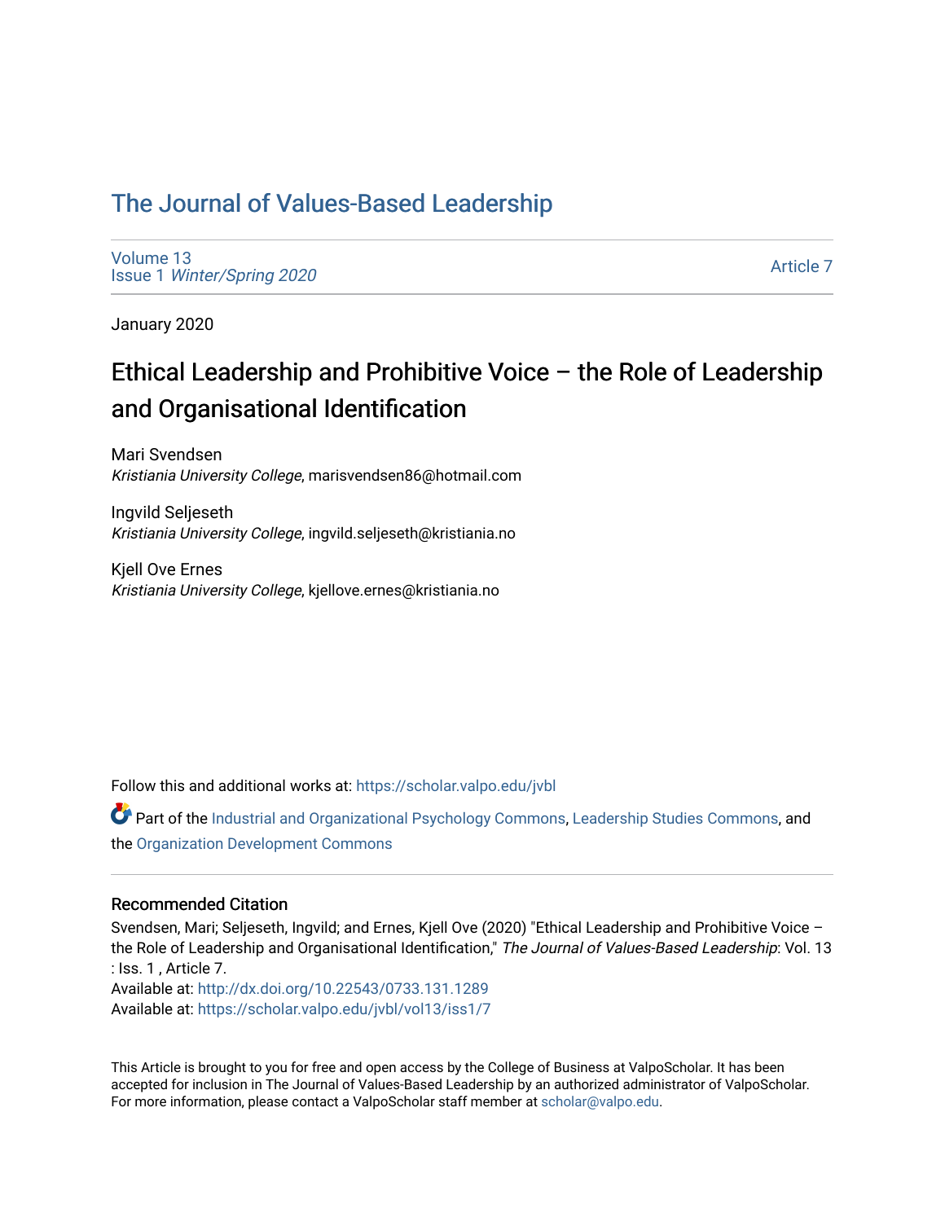# The Journal of Values-Based Leadership

Volume 13
Issue 1 *Winter/Spring 2020*

Article 7

January 2020

## Ethical Leadership and Prohibitive Voice – the Role of Leadership and Organisational Identification

Mari Svendsen
*Kristiania University College*, marisvendsen86@hotmail.com

Ingvild Seljeseth
*Kristiania University College*, ingvild.seljeseth@kristiania.no

Kjell Ove Ernes
*Kristiania University College*, kjellove.ernes@kristiania.no

Follow this and additional works at: https://scholar.valpo.edu/jvbl

Part of the Industrial and Organizational Psychology Commons, Leadership Studies Commons, and the Organization Development Commons

### Recommended Citation

Svendsen, Mari; Seljeseth, Ingvild; and Ernes, Kjell Ove (2020) "Ethical Leadership and Prohibitive Voice – the Role of Leadership and Organisational Identification," *The Journal of Values-Based Leadership*: Vol. 13 : Iss. 1 , Article 7.
Available at: http://dx.doi.org/10.22543/0733.131.1289
Available at: https://scholar.valpo.edu/jvbl/vol13/iss1/7

This Article is brought to you for free and open access by the College of Business at ValpoScholar. It has been accepted for inclusion in The Journal of Values-Based Leadership by an authorized administrator of ValpoScholar. For more information, please contact a ValpoScholar staff member at scholar@valpo.edu.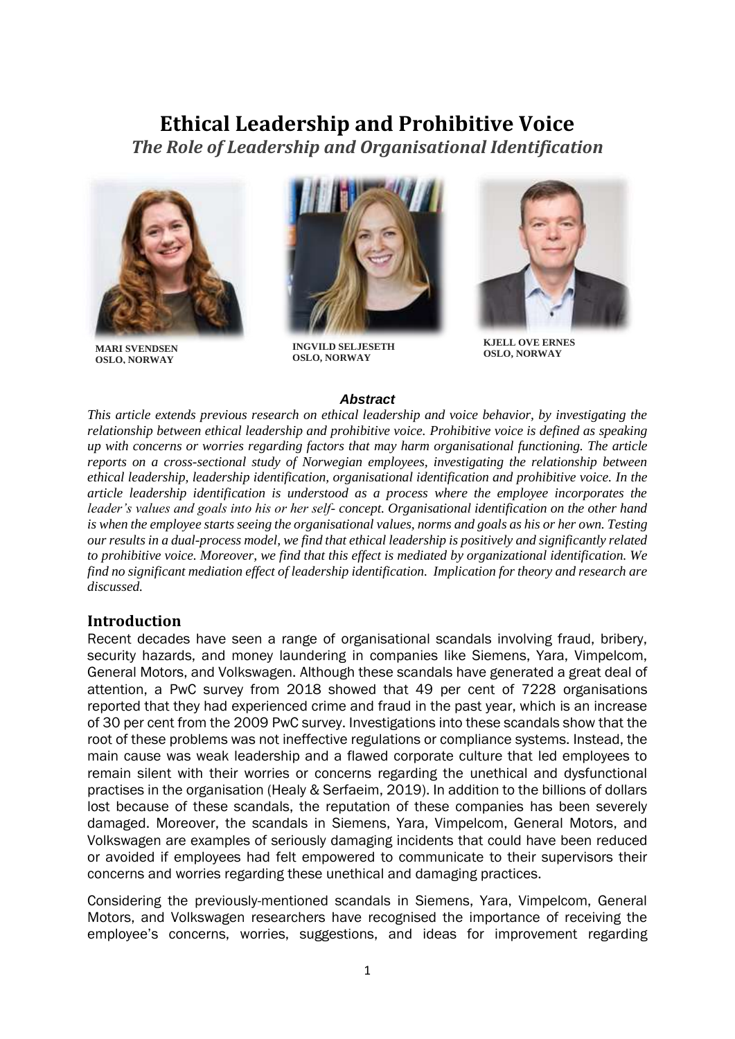# Ethical Leadership and Prohibitive Voice

## *The Role of Leadership and Organisational Identification*

**MARI SVENDSEN**
**OSLO, NORWAY**

**INGVILD SELJESETH**
**OSLO, NORWAY**

**KJELL OVE ERNES**
**OSLO, NORWAY**

***Abstract***

*This article extends previous research on ethical leadership and voice behavior, by investigating the relationship between ethical leadership and prohibitive voice. Prohibitive voice is defined as speaking up with concerns or worries regarding factors that may harm organisational functioning. The article reports on a cross-sectional study of Norwegian employees, investigating the relationship between ethical leadership, leadership identification, organisational identification and prohibitive voice. In the article leadership identification is understood as a process where the employee incorporates the leader's values and goals into his or her self- concept. Organisational identification on the other hand is when the employee starts seeing the organisational values, norms and goals as his or her own. Testing our results in a dual-process model, we find that ethical leadership is positively and significantly related to prohibitive voice. Moreover, we find that this effect is mediated by organizational identification. We find no significant mediation effect of leadership identification. Implication for theory and research are discussed.*

## Introduction

Recent decades have seen a range of organisational scandals involving fraud, bribery, security hazards, and money laundering in companies like Siemens, Yara, Vimpelcom, General Motors, and Volkswagen. Although these scandals have generated a great deal of attention, a PwC survey from 2018 showed that 49 per cent of 7228 organisations reported that they had experienced crime and fraud in the past year, which is an increase of 30 per cent from the 2009 PwC survey. Investigations into these scandals show that the root of these problems was not ineffective regulations or compliance systems. Instead, the main cause was weak leadership and a flawed corporate culture that led employees to remain silent with their worries or concerns regarding the unethical and dysfunctional practises in the organisation (Healy & Serfaeim, 2019). In addition to the billions of dollars lost because of these scandals, the reputation of these companies has been severely damaged. Moreover, the scandals in Siemens, Yara, Vimpelcom, General Motors, and Volkswagen are examples of seriously damaging incidents that could have been reduced or avoided if employees had felt empowered to communicate to their supervisors their concerns and worries regarding these unethical and damaging practices.

Considering the previously-mentioned scandals in Siemens, Yara, Vimpelcom, General Motors, and Volkswagen researchers have recognised the importance of receiving the employee's concerns, worries, suggestions, and ideas for improvement regarding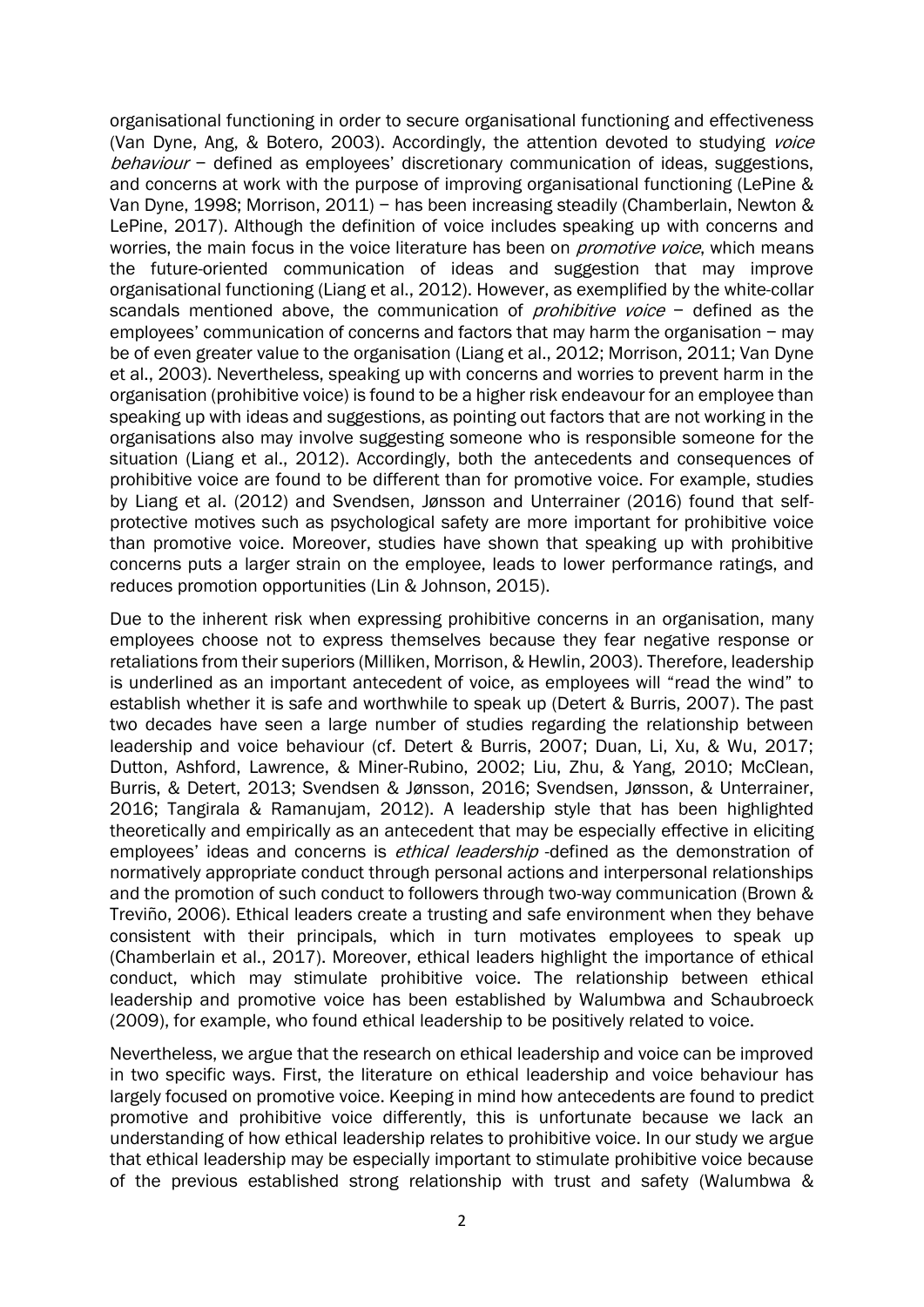organisational functioning in order to secure organisational functioning and effectiveness (Van Dyne, Ang, & Botero, 2003). Accordingly, the attention devoted to studying *voice behaviour* – defined as employees' discretionary communication of ideas, suggestions, and concerns at work with the purpose of improving organisational functioning (LePine & Van Dyne, 1998; Morrison, 2011) – has been increasing steadily (Chamberlain, Newton & LePine, 2017). Although the definition of voice includes speaking up with concerns and worries, the main focus in the voice literature has been on *promotive voice*, which means the future-oriented communication of ideas and suggestion that may improve organisational functioning (Liang et al., 2012). However, as exemplified by the white-collar scandals mentioned above, the communication of *prohibitive voice* – defined as the employees' communication of concerns and factors that may harm the organisation – may be of even greater value to the organisation (Liang et al., 2012; Morrison, 2011; Van Dyne et al., 2003). Nevertheless, speaking up with concerns and worries to prevent harm in the organisation (prohibitive voice) is found to be a higher risk endeavour for an employee than speaking up with ideas and suggestions, as pointing out factors that are not working in the organisations also may involve suggesting someone who is responsible someone for the situation (Liang et al., 2012). Accordingly, both the antecedents and consequences of prohibitive voice are found to be different than for promotive voice. For example, studies by Liang et al. (2012) and Svendsen, Jønsson and Unterrainer (2016) found that self-protective motives such as psychological safety are more important for prohibitive voice than promotive voice. Moreover, studies have shown that speaking up with prohibitive concerns puts a larger strain on the employee, leads to lower performance ratings, and reduces promotion opportunities (Lin & Johnson, 2015).

Due to the inherent risk when expressing prohibitive concerns in an organisation, many employees choose not to express themselves because they fear negative response or retaliations from their superiors (Milliken, Morrison, & Hewlin, 2003). Therefore, leadership is underlined as an important antecedent of voice, as employees will "read the wind" to establish whether it is safe and worthwhile to speak up (Detert & Burris, 2007). The past two decades have seen a large number of studies regarding the relationship between leadership and voice behaviour (cf. Detert & Burris, 2007; Duan, Li, Xu, & Wu, 2017; Dutton, Ashford, Lawrence, & Miner-Rubino, 2002; Liu, Zhu, & Yang, 2010; McClean, Burris, & Detert, 2013; Svendsen & Jønsson, 2016; Svendsen, Jønsson, & Unterrainer, 2016; Tangirala & Ramanujam, 2012). A leadership style that has been highlighted theoretically and empirically as an antecedent that may be especially effective in eliciting employees' ideas and concerns is *ethical leadership* -defined as the demonstration of normatively appropriate conduct through personal actions and interpersonal relationships and the promotion of such conduct to followers through two-way communication (Brown & Treviño, 2006). Ethical leaders create a trusting and safe environment when they behave consistent with their principals, which in turn motivates employees to speak up (Chamberlain et al., 2017). Moreover, ethical leaders highlight the importance of ethical conduct, which may stimulate prohibitive voice. The relationship between ethical leadership and promotive voice has been established by Walumbwa and Schaubroeck (2009), for example, who found ethical leadership to be positively related to voice.

Nevertheless, we argue that the research on ethical leadership and voice can be improved in two specific ways. First, the literature on ethical leadership and voice behaviour has largely focused on promotive voice. Keeping in mind how antecedents are found to predict promotive and prohibitive voice differently, this is unfortunate because we lack an understanding of how ethical leadership relates to prohibitive voice. In our study we argue that ethical leadership may be especially important to stimulate prohibitive voice because of the previous established strong relationship with trust and safety (Walumbwa &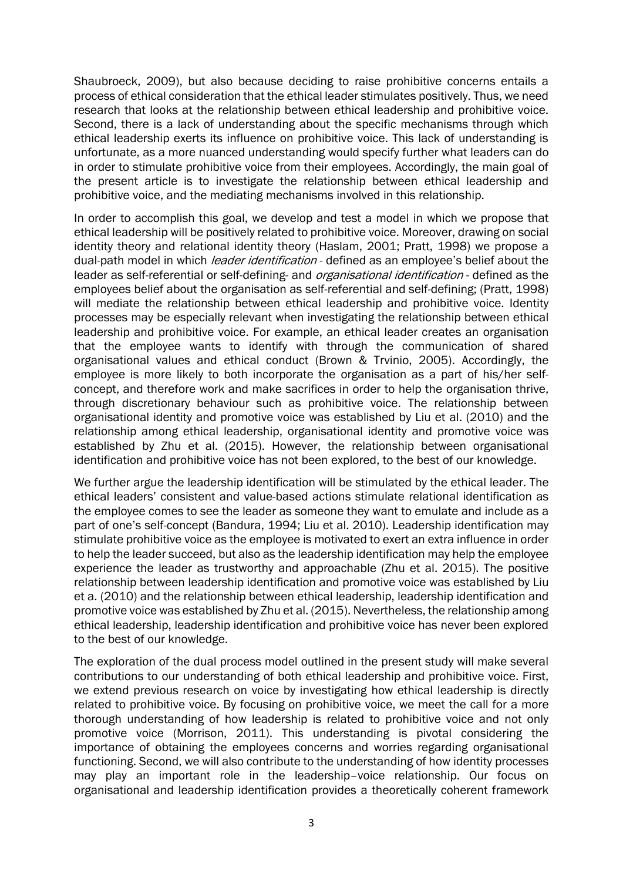Shaubroeck, 2009), but also because deciding to raise prohibitive concerns entails a process of ethical consideration that the ethical leader stimulates positively. Thus, we need research that looks at the relationship between ethical leadership and prohibitive voice. Second, there is a lack of understanding about the specific mechanisms through which ethical leadership exerts its influence on prohibitive voice. This lack of understanding is unfortunate, as a more nuanced understanding would specify further what leaders can do in order to stimulate prohibitive voice from their employees. Accordingly, the main goal of the present article is to investigate the relationship between ethical leadership and prohibitive voice, and the mediating mechanisms involved in this relationship.

In order to accomplish this goal, we develop and test a model in which we propose that ethical leadership will be positively related to prohibitive voice. Moreover, drawing on social identity theory and relational identity theory (Haslam, 2001; Pratt, 1998) we propose a dual-path model in which *leader identification* - defined as an employee's belief about the leader as self-referential or self-defining- and *organisational identification* - defined as the employees belief about the organisation as self-referential and self-defining; (Pratt, 1998) will mediate the relationship between ethical leadership and prohibitive voice. Identity processes may be especially relevant when investigating the relationship between ethical leadership and prohibitive voice. For example, an ethical leader creates an organisation that the employee wants to identify with through the communication of shared organisational values and ethical conduct (Brown & Trvinio, 2005). Accordingly, the employee is more likely to both incorporate the organisation as a part of his/her self-concept, and therefore work and make sacrifices in order to help the organisation thrive, through discretionary behaviour such as prohibitive voice. The relationship between organisational identity and promotive voice was established by Liu et al. (2010) and the relationship among ethical leadership, organisational identity and promotive voice was established by Zhu et al. (2015). However, the relationship between organisational identification and prohibitive voice has not been explored, to the best of our knowledge.

We further argue the leadership identification will be stimulated by the ethical leader. The ethical leaders' consistent and value-based actions stimulate relational identification as the employee comes to see the leader as someone they want to emulate and include as a part of one's self-concept (Bandura, 1994; Liu et al. 2010). Leadership identification may stimulate prohibitive voice as the employee is motivated to exert an extra influence in order to help the leader succeed, but also as the leadership identification may help the employee experience the leader as trustworthy and approachable (Zhu et al. 2015). The positive relationship between leadership identification and promotive voice was established by Liu et a. (2010) and the relationship between ethical leadership, leadership identification and promotive voice was established by Zhu et al. (2015). Nevertheless, the relationship among ethical leadership, leadership identification and prohibitive voice has never been explored to the best of our knowledge.

The exploration of the dual process model outlined in the present study will make several contributions to our understanding of both ethical leadership and prohibitive voice. First, we extend previous research on voice by investigating how ethical leadership is directly related to prohibitive voice. By focusing on prohibitive voice, we meet the call for a more thorough understanding of how leadership is related to prohibitive voice and not only promotive voice (Morrison, 2011). This understanding is pivotal considering the importance of obtaining the employees concerns and worries regarding organisational functioning. Second, we will also contribute to the understanding of how identity processes may play an important role in the leadership–voice relationship. Our focus on organisational and leadership identification provides a theoretically coherent framework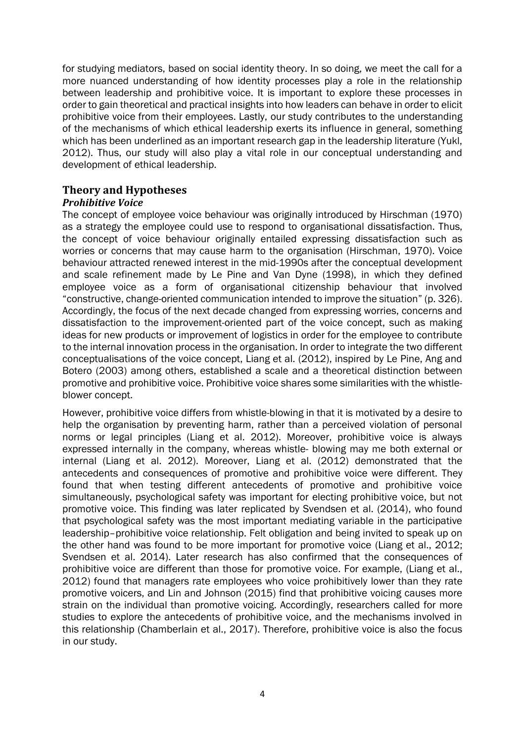for studying mediators, based on social identity theory. In so doing, we meet the call for a more nuanced understanding of how identity processes play a role in the relationship between leadership and prohibitive voice. It is important to explore these processes in order to gain theoretical and practical insights into how leaders can behave in order to elicit prohibitive voice from their employees. Lastly, our study contributes to the understanding of the mechanisms of which ethical leadership exerts its influence in general, something which has been underlined as an important research gap in the leadership literature (Yukl, 2012). Thus, our study will also play a vital role in our conceptual understanding and development of ethical leadership.

## Theory and Hypotheses

### *Prohibitive Voice*

The concept of employee voice behaviour was originally introduced by Hirschman (1970) as a strategy the employee could use to respond to organisational dissatisfaction. Thus, the concept of voice behaviour originally entailed expressing dissatisfaction such as worries or concerns that may cause harm to the organisation (Hirschman, 1970). Voice behaviour attracted renewed interest in the mid-1990s after the conceptual development and scale refinement made by Le Pine and Van Dyne (1998), in which they defined employee voice as a form of organisational citizenship behaviour that involved "constructive, change-oriented communication intended to improve the situation" (p. 326). Accordingly, the focus of the next decade changed from expressing worries, concerns and dissatisfaction to the improvement-oriented part of the voice concept, such as making ideas for new products or improvement of logistics in order for the employee to contribute to the internal innovation process in the organisation. In order to integrate the two different conceptualisations of the voice concept, Liang et al. (2012), inspired by Le Pine, Ang and Botero (2003) among others, established a scale and a theoretical distinction between promotive and prohibitive voice. Prohibitive voice shares some similarities with the whistle-blower concept.

However, prohibitive voice differs from whistle-blowing in that it is motivated by a desire to help the organisation by preventing harm, rather than a perceived violation of personal norms or legal principles (Liang et al. 2012). Moreover, prohibitive voice is always expressed internally in the company, whereas whistle- blowing may me both external or internal (Liang et al. 2012). Moreover, Liang et al. (2012) demonstrated that the antecedents and consequences of promotive and prohibitive voice were different. They found that when testing different antecedents of promotive and prohibitive voice simultaneously, psychological safety was important for electing prohibitive voice, but not promotive voice. This finding was later replicated by Svendsen et al. (2014), who found that psychological safety was the most important mediating variable in the participative leadership–prohibitive voice relationship. Felt obligation and being invited to speak up on the other hand was found to be more important for promotive voice (Liang et al., 2012; Svendsen et al. 2014). Later research has also confirmed that the consequences of prohibitive voice are different than those for promotive voice. For example, (Liang et al., 2012) found that managers rate employees who voice prohibitively lower than they rate promotive voicers, and Lin and Johnson (2015) find that prohibitive voicing causes more strain on the individual than promotive voicing. Accordingly, researchers called for more studies to explore the antecedents of prohibitive voice, and the mechanisms involved in this relationship (Chamberlain et al., 2017). Therefore, prohibitive voice is also the focus in our study.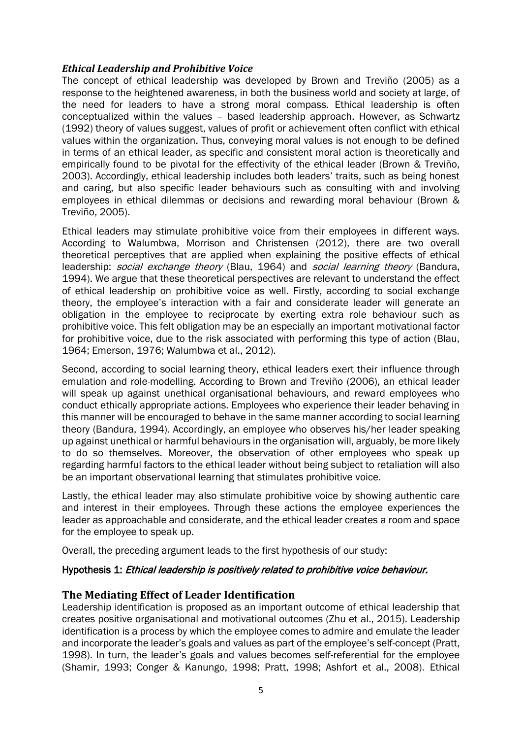### *Ethical Leadership and Prohibitive Voice*

The concept of ethical leadership was developed by Brown and Treviño (2005) as a response to the heightened awareness, in both the business world and society at large, of the need for leaders to have a strong moral compass. Ethical leadership is often conceptualized within the values – based leadership approach. However, as Schwartz (1992) theory of values suggest, values of profit or achievement often conflict with ethical values within the organization. Thus, conveying moral values is not enough to be defined in terms of an ethical leader, as specific and consistent moral action is theoretically and empirically found to be pivotal for the effectivity of the ethical leader (Brown & Treviño, 2003). Accordingly, ethical leadership includes both leaders' traits, such as being honest and caring, but also specific leader behaviours such as consulting with and involving employees in ethical dilemmas or decisions and rewarding moral behaviour (Brown & Treviño, 2005).

Ethical leaders may stimulate prohibitive voice from their employees in different ways. According to Walumbwa, Morrison and Christensen (2012), there are two overall theoretical perceptives that are applied when explaining the positive effects of ethical leadership: *social exchange theory* (Blau, 1964) and *social learning theory* (Bandura, 1994). We argue that these theoretical perspectives are relevant to understand the effect of ethical leadership on prohibitive voice as well. Firstly, according to social exchange theory, the employee's interaction with a fair and considerate leader will generate an obligation in the employee to reciprocate by exerting extra role behaviour such as prohibitive voice. This felt obligation may be an especially an important motivational factor for prohibitive voice, due to the risk associated with performing this type of action (Blau, 1964; Emerson, 1976; Walumbwa et al., 2012).

Second, according to social learning theory, ethical leaders exert their influence through emulation and role-modelling. According to Brown and Treviño (2006), an ethical leader will speak up against unethical organisational behaviours, and reward employees who conduct ethically appropriate actions. Employees who experience their leader behaving in this manner will be encouraged to behave in the same manner according to social learning theory (Bandura, 1994). Accordingly, an employee who observes his/her leader speaking up against unethical or harmful behaviours in the organisation will, arguably, be more likely to do so themselves. Moreover, the observation of other employees who speak up regarding harmful factors to the ethical leader without being subject to retaliation will also be an important observational learning that stimulates prohibitive voice.

Lastly, the ethical leader may also stimulate prohibitive voice by showing authentic care and interest in their employees. Through these actions the employee experiences the leader as approachable and considerate, and the ethical leader creates a room and space for the employee to speak up.

Overall, the preceding argument leads to the first hypothesis of our study:

**Hypothesis 1:** *Ethical leadership is positively related to prohibitive voice behaviour.*

## The Mediating Effect of Leader Identification

Leadership identification is proposed as an important outcome of ethical leadership that creates positive organisational and motivational outcomes (Zhu et al., 2015). Leadership identification is a process by which the employee comes to admire and emulate the leader and incorporate the leader's goals and values as part of the employee's self-concept (Pratt, 1998). In turn, the leader's goals and values becomes self-referential for the employee (Shamir, 1993; Conger & Kanungo, 1998; Pratt, 1998; Ashfort et al., 2008). Ethical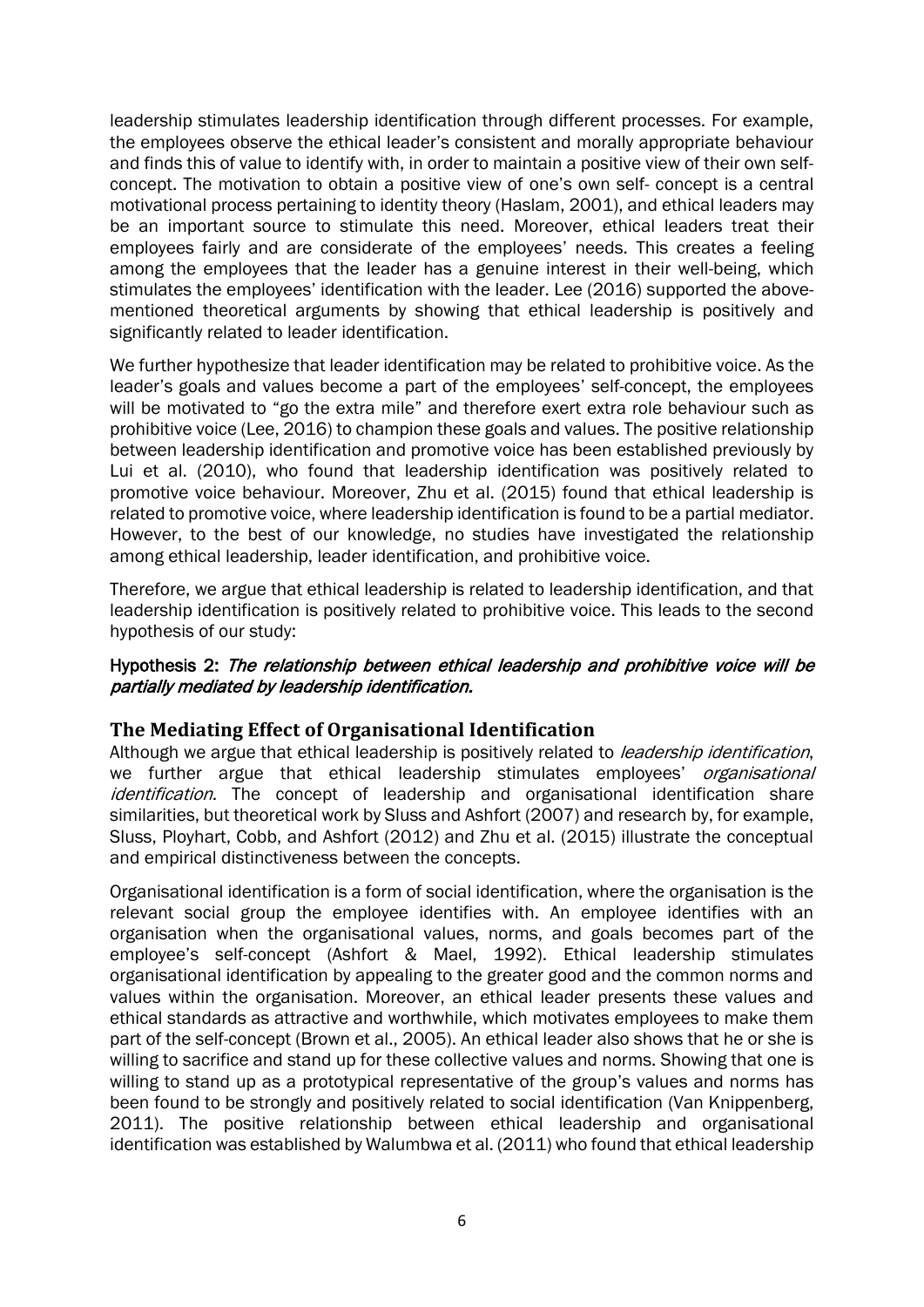leadership stimulates leadership identification through different processes. For example, the employees observe the ethical leader's consistent and morally appropriate behaviour and finds this of value to identify with, in order to maintain a positive view of their own self-concept. The motivation to obtain a positive view of one's own self- concept is a central motivational process pertaining to identity theory (Haslam, 2001), and ethical leaders may be an important source to stimulate this need. Moreover, ethical leaders treat their employees fairly and are considerate of the employees' needs. This creates a feeling among the employees that the leader has a genuine interest in their well-being, which stimulates the employees' identification with the leader. Lee (2016) supported the above-mentioned theoretical arguments by showing that ethical leadership is positively and significantly related to leader identification.

We further hypothesize that leader identification may be related to prohibitive voice. As the leader's goals and values become a part of the employees' self-concept, the employees will be motivated to "go the extra mile" and therefore exert extra role behaviour such as prohibitive voice (Lee, 2016) to champion these goals and values. The positive relationship between leadership identification and promotive voice has been established previously by Lui et al. (2010), who found that leadership identification was positively related to promotive voice behaviour. Moreover, Zhu et al. (2015) found that ethical leadership is related to promotive voice, where leadership identification is found to be a partial mediator. However, to the best of our knowledge, no studies have investigated the relationship among ethical leadership, leader identification, and prohibitive voice.

Therefore, we argue that ethical leadership is related to leadership identification, and that leadership identification is positively related to prohibitive voice. This leads to the second hypothesis of our study:

**Hypothesis 2:** *The relationship between ethical leadership and prohibitive voice will be partially mediated by leadership identification.*

## The Mediating Effect of Organisational Identification

Although we argue that ethical leadership is positively related to *leadership identification*, we further argue that ethical leadership stimulates employees' *organisational identification*. The concept of leadership and organisational identification share similarities, but theoretical work by Sluss and Ashfort (2007) and research by, for example, Sluss, Ployhart, Cobb, and Ashfort (2012) and Zhu et al. (2015) illustrate the conceptual and empirical distinctiveness between the concepts.

Organisational identification is a form of social identification, where the organisation is the relevant social group the employee identifies with. An employee identifies with an organisation when the organisational values, norms, and goals becomes part of the employee's self-concept (Ashfort & Mael, 1992). Ethical leadership stimulates organisational identification by appealing to the greater good and the common norms and values within the organisation. Moreover, an ethical leader presents these values and ethical standards as attractive and worthwhile, which motivates employees to make them part of the self-concept (Brown et al., 2005). An ethical leader also shows that he or she is willing to sacrifice and stand up for these collective values and norms. Showing that one is willing to stand up as a prototypical representative of the group's values and norms has been found to be strongly and positively related to social identification (Van Knippenberg, 2011). The positive relationship between ethical leadership and organisational identification was established by Walumbwa et al. (2011) who found that ethical leadership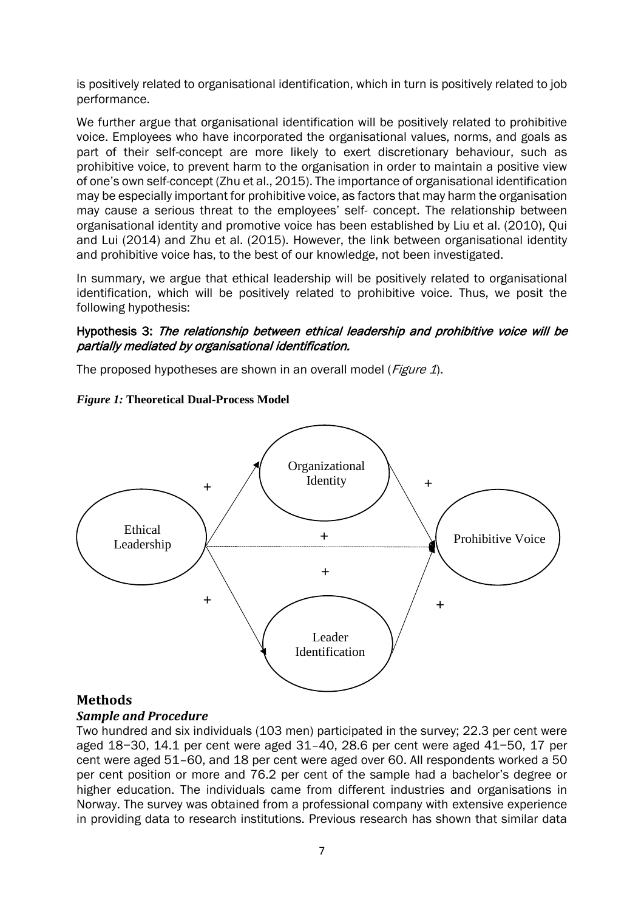is positively related to organisational identification, which in turn is positively related to job performance.

We further argue that organisational identification will be positively related to prohibitive voice. Employees who have incorporated the organisational values, norms, and goals as part of their self-concept are more likely to exert discretionary behaviour, such as prohibitive voice, to prevent harm to the organisation in order to maintain a positive view of one's own self-concept (Zhu et al., 2015). The importance of organisational identification may be especially important for prohibitive voice, as factors that may harm the organisation may cause a serious threat to the employees' self- concept. The relationship between organisational identity and promotive voice has been established by Liu et al. (2010), Qui and Lui (2014) and Zhu et al. (2015). However, the link between organisational identity and prohibitive voice has, to the best of our knowledge, not been investigated.

In summary, we argue that ethical leadership will be positively related to organisational identification, which will be positively related to prohibitive voice. Thus, we posit the following hypothesis:

**Hypothesis 3:** *The relationship between ethical leadership and prohibitive voice will be partially mediated by organisational identification.*

The proposed hypotheses are shown in an overall model (*Figure 1*).

***Figure 1:*** **Theoretical Dual-Process Model**

## Methods

### *Sample and Procedure*

Two hundred and six individuals (103 men) participated in the survey; 22.3 per cent were aged 18−30, 14.1 per cent were aged 31–40, 28.6 per cent were aged 41−50, 17 per cent were aged 51–60, and 18 per cent were aged over 60. All respondents worked a 50 per cent position or more and 76.2 per cent of the sample had a bachelor's degree or higher education. The individuals came from different industries and organisations in Norway. The survey was obtained from a professional company with extensive experience in providing data to research institutions. Previous research has shown that similar data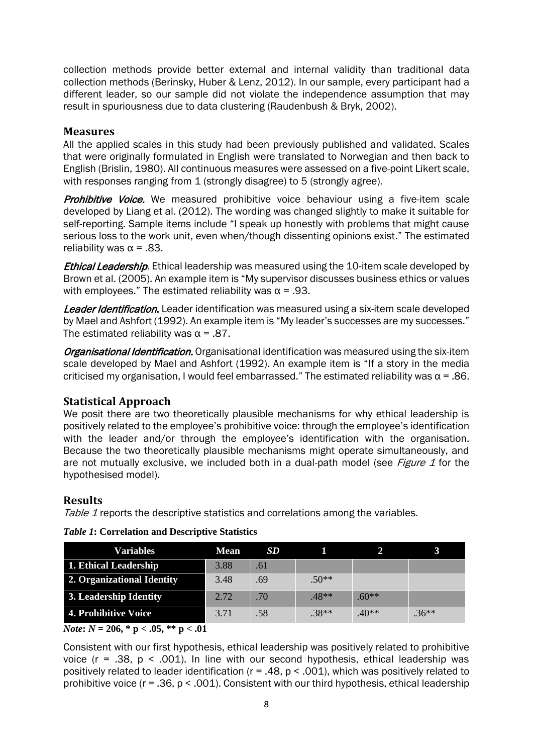collection methods provide better external and internal validity than traditional data collection methods (Berinsky, Huber & Lenz, 2012). In our sample, every participant had a different leader, so our sample did not violate the independence assumption that may result in spuriousness due to data clustering (Raudenbush & Bryk, 2002).

## Measures

All the applied scales in this study had been previously published and validated. Scales that were originally formulated in English were translated to Norwegian and then back to English (Brislin, 1980). All continuous measures were assessed on a five-point Likert scale, with responses ranging from 1 (strongly disagree) to 5 (strongly agree).

***Prohibitive Voice.*** We measured prohibitive voice behaviour using a five-item scale developed by Liang et al. (2012). The wording was changed slightly to make it suitable for self-reporting. Sample items include "I speak up honestly with problems that might cause serious loss to the work unit, even when/though dissenting opinions exist." The estimated reliability was $\alpha = .83$.

***Ethical Leadership.*** Ethical leadership was measured using the 10-item scale developed by Brown et al. (2005). An example item is "My supervisor discusses business ethics or values with employees." The estimated reliability was $\alpha = .93$.

***Leader Identification.*** Leader identification was measured using a six-item scale developed by Mael and Ashfort (1992). An example item is "My leader's successes are my successes." The estimated reliability was $\alpha = .87$.

***Organisational Identification.*** Organisational identification was measured using the six-item scale developed by Mael and Ashfort (1992). An example item is "If a story in the media criticised my organisation, I would feel embarrassed." The estimated reliability was $\alpha = .86$.

## Statistical Approach

We posit there are two theoretically plausible mechanisms for why ethical leadership is positively related to the employee's prohibitive voice: through the employee's identification with the leader and/or through the employee's identification with the organisation. Because the two theoretically plausible mechanisms might operate simultaneously, and are not mutually exclusive, we included both in a dual-path model (see *Figure 1* for the hypothesised model).

## Results

*Table 1* reports the descriptive statistics and correlations among the variables.

***Table 1*: Correlation and Descriptive Statistics**

| Variables | Mean | *SD* | 1 | 2 | 3 |
|---|---|---|---|---|---|
| 1. Ethical Leadership | 3.88 | .61 | | | |
| 2. Organizational Identity | 3.48 | .69 | .50** | | |
| 3. Leadership Identity | 2.72 | .70 | .48** | .60** | |
| 4. Prohibitive Voice | 3.71 | .58 | .38** | .40** | .36** |

***Note*: $N = 206$, * $p < .05$, ** $p < .01$**

Consistent with our first hypothesis, ethical leadership was positively related to prohibitive voice ($r = .38$, $p < .001$). In line with our second hypothesis, ethical leadership was positively related to leader identification ($r = .48$, $p < .001$), which was positively related to prohibitive voice ($r = .36$, $p < .001$). Consistent with our third hypothesis, ethical leadership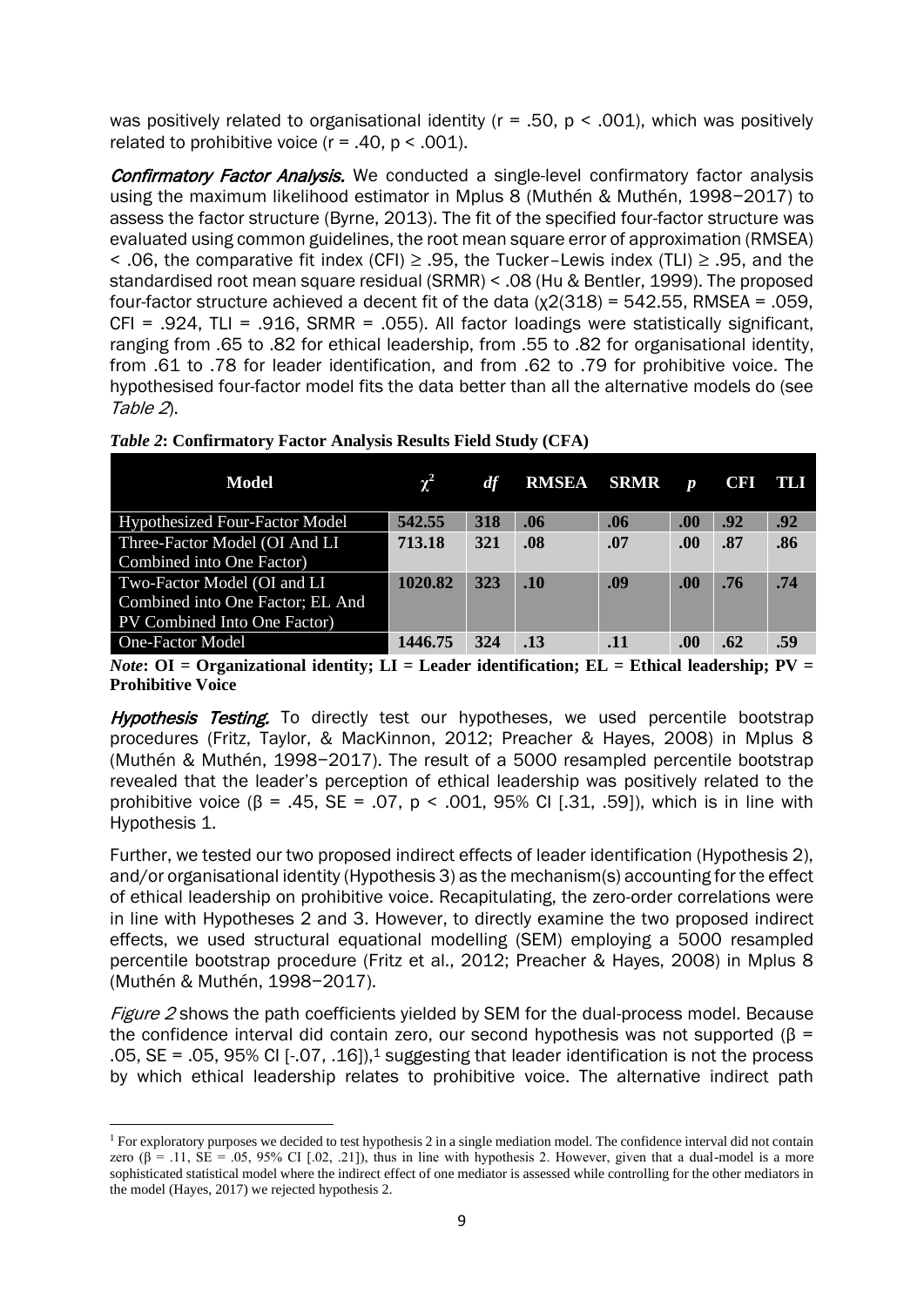was positively related to organisational identity ($r = .50$, $p < .001$), which was positively related to prohibitive voice ($r = .40$, $p < .001$).

***Confirmatory Factor Analysis.*** We conducted a single-level confirmatory factor analysis using the maximum likelihood estimator in Mplus 8 (Muthén & Muthén, 1998−2017) to assess the factor structure (Byrne, 2013). The fit of the specified four-factor structure was evaluated using common guidelines, the root mean square error of approximation (RMSEA) < .06, the comparative fit index (CFI) ≥ .95, the Tucker–Lewis index (TLI) ≥ .95, and the standardised root mean square residual (SRMR) < .08 (Hu & Bentler, 1999). The proposed four-factor structure achieved a decent fit of the data ($\chi2(318) = 542.55$, RMSEA = .059, CFI = .924, TLI = .916, SRMR = .055). All factor loadings were statistically significant, ranging from .65 to .82 for ethical leadership, from .55 to .82 for organisational identity, from .61 to .78 for leader identification, and from .62 to .79 for prohibitive voice. The hypothesised four-factor model fits the data better than all the alternative models do (see *Table 2*).

***Table 2*: Confirmatory Factor Analysis Results Field Study (CFA)**

| Model | $\chi^2$ | *df* | RMSEA | SRMR | *p* | CFI | TLI |
|---|---|---|---|---|---|---|---|
| Hypothesized Four-Factor Model | **542.55** | **318** | **.06** | **.06** | **.00** | **.92** | **.92** |
| Three-Factor Model (OI And LI Combined into One Factor) | **713.18** | **321** | **.08** | **.07** | **.00** | **.87** | **.86** |
| Two-Factor Model (OI and LI Combined into One Factor; EL And PV Combined Into One Factor) | **1020.82** | **323** | **.10** | **.09** | **.00** | **.76** | **.74** |
| One-Factor Model | **1446.75** | **324** | **.13** | **.11** | **.00** | **.62** | **.59** |

***Note*: OI = Organizational identity; LI = Leader identification; EL = Ethical leadership; PV = Prohibitive Voice**

***Hypothesis Testing.*** To directly test our hypotheses, we used percentile bootstrap procedures (Fritz, Taylor, & MacKinnon, 2012; Preacher & Hayes, 2008) in Mplus 8 (Muthén & Muthén, 1998−2017). The result of a 5000 resampled percentile bootstrap revealed that the leader's perception of ethical leadership was positively related to the prohibitive voice ($\beta = .45$, SE = .07, $p < .001$, 95% CI [.31, .59]), which is in line with Hypothesis 1.

Further, we tested our two proposed indirect effects of leader identification (Hypothesis 2), and/or organisational identity (Hypothesis 3) as the mechanism(s) accounting for the effect of ethical leadership on prohibitive voice. Recapitulating, the zero-order correlations were in line with Hypotheses 2 and 3. However, to directly examine the two proposed indirect effects, we used structural equational modelling (SEM) employing a 5000 resampled percentile bootstrap procedure (Fritz et al., 2012; Preacher & Hayes, 2008) in Mplus 8 (Muthén & Muthén, 1998−2017).

*Figure 2* shows the path coefficients yielded by SEM for the dual-process model. Because the confidence interval did contain zero, our second hypothesis was not supported ($\beta = .05$, SE = .05, 95% CI [-.07, .16]),[1] suggesting that leader identification is not the process by which ethical leadership relates to prohibitive voice. The alternative indirect path

[1] For exploratory purposes we decided to test hypothesis 2 in a single mediation model. The confidence interval did not contain zero ($\beta = .11$, SE = .05, 95% CI [.02, .21]), thus in line with hypothesis 2. However, given that a dual-model is a more sophisticated statistical model where the indirect effect of one mediator is assessed while controlling for the other mediators in the model (Hayes, 2017) we rejected hypothesis 2.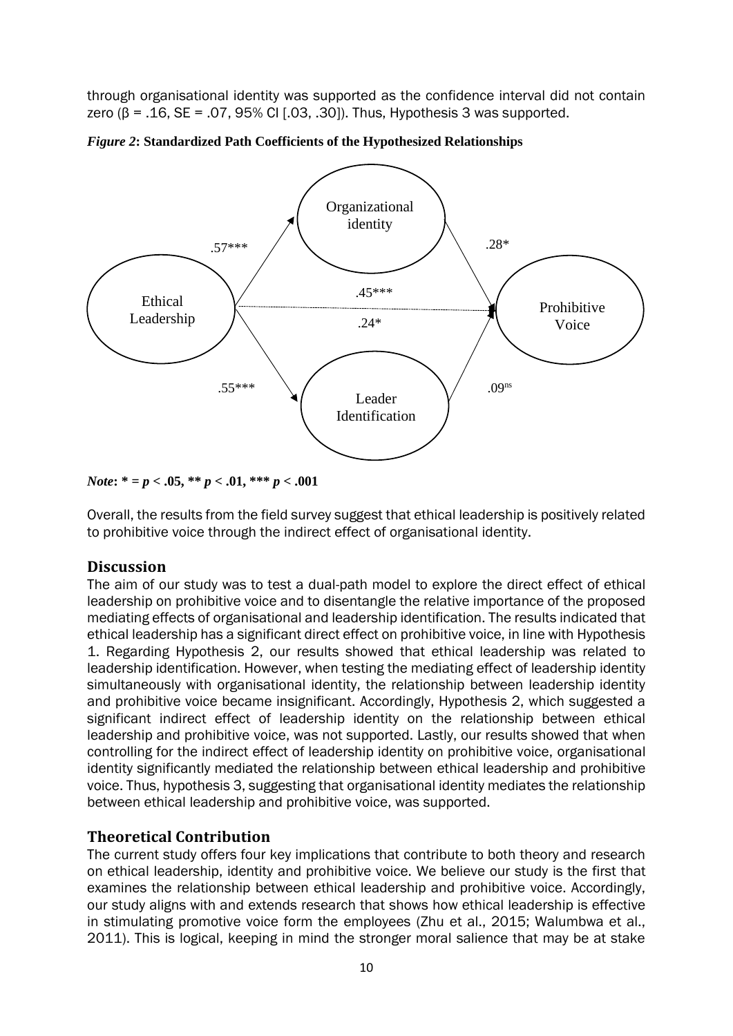through organisational identity was supported as the confidence interval did not contain zero (β = .16, SE = .07, 95% CI [.03, .30]). Thus, Hypothesis 3 was supported.

***Figure 2*: Standardized Path Coefficients of the Hypothesized Relationships**

*Note*: * = $p < .05$, ** $p < .01$, *** $p < .001$

Overall, the results from the field survey suggest that ethical leadership is positively related to prohibitive voice through the indirect effect of organisational identity.

## Discussion

The aim of our study was to test a dual-path model to explore the direct effect of ethical leadership on prohibitive voice and to disentangle the relative importance of the proposed mediating effects of organisational and leadership identification. The results indicated that ethical leadership has a significant direct effect on prohibitive voice, in line with Hypothesis 1. Regarding Hypothesis 2, our results showed that ethical leadership was related to leadership identification. However, when testing the mediating effect of leadership identity simultaneously with organisational identity, the relationship between leadership identity and prohibitive voice became insignificant. Accordingly, Hypothesis 2, which suggested a significant indirect effect of leadership identity on the relationship between ethical leadership and prohibitive voice, was not supported. Lastly, our results showed that when controlling for the indirect effect of leadership identity on prohibitive voice, organisational identity significantly mediated the relationship between ethical leadership and prohibitive voice. Thus, hypothesis 3, suggesting that organisational identity mediates the relationship between ethical leadership and prohibitive voice, was supported.

## Theoretical Contribution

The current study offers four key implications that contribute to both theory and research on ethical leadership, identity and prohibitive voice. We believe our study is the first that examines the relationship between ethical leadership and prohibitive voice. Accordingly, our study aligns with and extends research that shows how ethical leadership is effective in stimulating promotive voice form the employees (Zhu et al., 2015; Walumbwa et al., 2011). This is logical, keeping in mind the stronger moral salience that may be at stake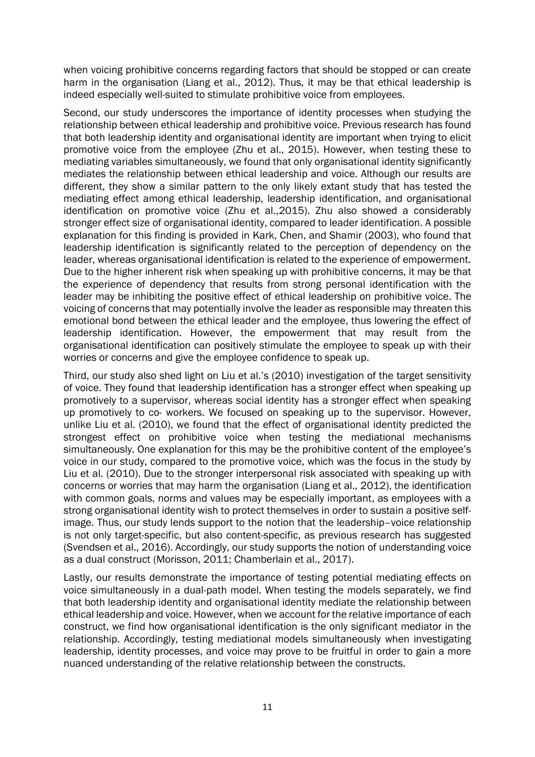when voicing prohibitive concerns regarding factors that should be stopped or can create harm in the organisation (Liang et al., 2012). Thus, it may be that ethical leadership is indeed especially well-suited to stimulate prohibitive voice from employees.

Second, our study underscores the importance of identity processes when studying the relationship between ethical leadership and prohibitive voice. Previous research has found that both leadership identity and organisational identity are important when trying to elicit promotive voice from the employee (Zhu et al., 2015). However, when testing these to mediating variables simultaneously, we found that only organisational identity significantly mediates the relationship between ethical leadership and voice. Although our results are different, they show a similar pattern to the only likely extant study that has tested the mediating effect among ethical leadership, leadership identification, and organisational identification on promotive voice (Zhu et al.,2015). Zhu also showed a considerably stronger effect size of organisational identity, compared to leader identification. A possible explanation for this finding is provided in Kark, Chen, and Shamir (2003), who found that leadership identification is significantly related to the perception of dependency on the leader, whereas organisational identification is related to the experience of empowerment. Due to the higher inherent risk when speaking up with prohibitive concerns, it may be that the experience of dependency that results from strong personal identification with the leader may be inhibiting the positive effect of ethical leadership on prohibitive voice. The voicing of concerns that may potentially involve the leader as responsible may threaten this emotional bond between the ethical leader and the employee, thus lowering the effect of leadership identification. However, the empowerment that may result from the organisational identification can positively stimulate the employee to speak up with their worries or concerns and give the employee confidence to speak up.

Third, our study also shed light on Liu et al.'s (2010) investigation of the target sensitivity of voice. They found that leadership identification has a stronger effect when speaking up promotively to a supervisor, whereas social identity has a stronger effect when speaking up promotively to co- workers. We focused on speaking up to the supervisor. However, unlike Liu et al. (2010), we found that the effect of organisational identity predicted the strongest effect on prohibitive voice when testing the mediational mechanisms simultaneously. One explanation for this may be the prohibitive content of the employee's voice in our study, compared to the promotive voice, which was the focus in the study by Liu et al. (2010). Due to the stronger interpersonal risk associated with speaking up with concerns or worries that may harm the organisation (Liang et al., 2012), the identification with common goals, norms and values may be especially important, as employees with a strong organisational identity wish to protect themselves in order to sustain a positive self-image. Thus, our study lends support to the notion that the leadership–voice relationship is not only target-specific, but also content-specific, as previous research has suggested (Svendsen et al., 2016). Accordingly, our study supports the notion of understanding voice as a dual construct (Morisson, 2011; Chamberlain et al., 2017).

Lastly, our results demonstrate the importance of testing potential mediating effects on voice simultaneously in a dual-path model. When testing the models separately, we find that both leadership identity and organisational identity mediate the relationship between ethical leadership and voice. However, when we account for the relative importance of each construct, we find how organisational identification is the only significant mediator in the relationship. Accordingly, testing mediational models simultaneously when investigating leadership, identity processes, and voice may prove to be fruitful in order to gain a more nuanced understanding of the relative relationship between the constructs.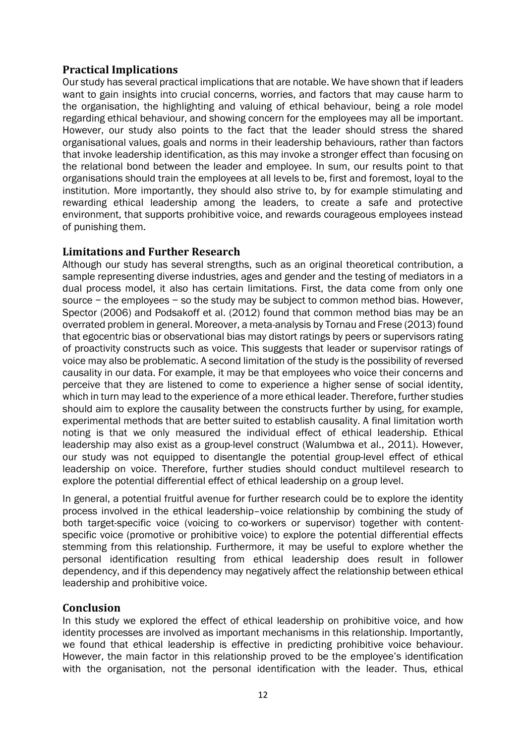## Practical Implications

Our study has several practical implications that are notable. We have shown that if leaders want to gain insights into crucial concerns, worries, and factors that may cause harm to the organisation, the highlighting and valuing of ethical behaviour, being a role model regarding ethical behaviour, and showing concern for the employees may all be important. However, our study also points to the fact that the leader should stress the shared organisational values, goals and norms in their leadership behaviours, rather than factors that invoke leadership identification, as this may invoke a stronger effect than focusing on the relational bond between the leader and employee. In sum, our results point to that organisations should train the employees at all levels to be, first and foremost, loyal to the institution. More importantly, they should also strive to, by for example stimulating and rewarding ethical leadership among the leaders, to create a safe and protective environment, that supports prohibitive voice, and rewards courageous employees instead of punishing them.

## Limitations and Further Research

Although our study has several strengths, such as an original theoretical contribution, a sample representing diverse industries, ages and gender and the testing of mediators in a dual process model, it also has certain limitations. First, the data come from only one source − the employees − so the study may be subject to common method bias. However, Spector (2006) and Podsakoff et al. (2012) found that common method bias may be an overrated problem in general. Moreover, a meta-analysis by Tornau and Frese (2013) found that egocentric bias or observational bias may distort ratings by peers or supervisors rating of proactivity constructs such as voice. This suggests that leader or supervisor ratings of voice may also be problematic. A second limitation of the study is the possibility of reversed causality in our data. For example, it may be that employees who voice their concerns and perceive that they are listened to come to experience a higher sense of social identity, which in turn may lead to the experience of a more ethical leader. Therefore, further studies should aim to explore the causality between the constructs further by using, for example, experimental methods that are better suited to establish causality. A final limitation worth noting is that we only measured the individual effect of ethical leadership. Ethical leadership may also exist as a group-level construct (Walumbwa et al., 2011). However, our study was not equipped to disentangle the potential group-level effect of ethical leadership on voice. Therefore, further studies should conduct multilevel research to explore the potential differential effect of ethical leadership on a group level.

In general, a potential fruitful avenue for further research could be to explore the identity process involved in the ethical leadership–voice relationship by combining the study of both target-specific voice (voicing to co-workers or supervisor) together with content-specific voice (promotive or prohibitive voice) to explore the potential differential effects stemming from this relationship. Furthermore, it may be useful to explore whether the personal identification resulting from ethical leadership does result in follower dependency, and if this dependency may negatively affect the relationship between ethical leadership and prohibitive voice.

## Conclusion

In this study we explored the effect of ethical leadership on prohibitive voice, and how identity processes are involved as important mechanisms in this relationship. Importantly, we found that ethical leadership is effective in predicting prohibitive voice behaviour. However, the main factor in this relationship proved to be the employee's identification with the organisation, not the personal identification with the leader. Thus, ethical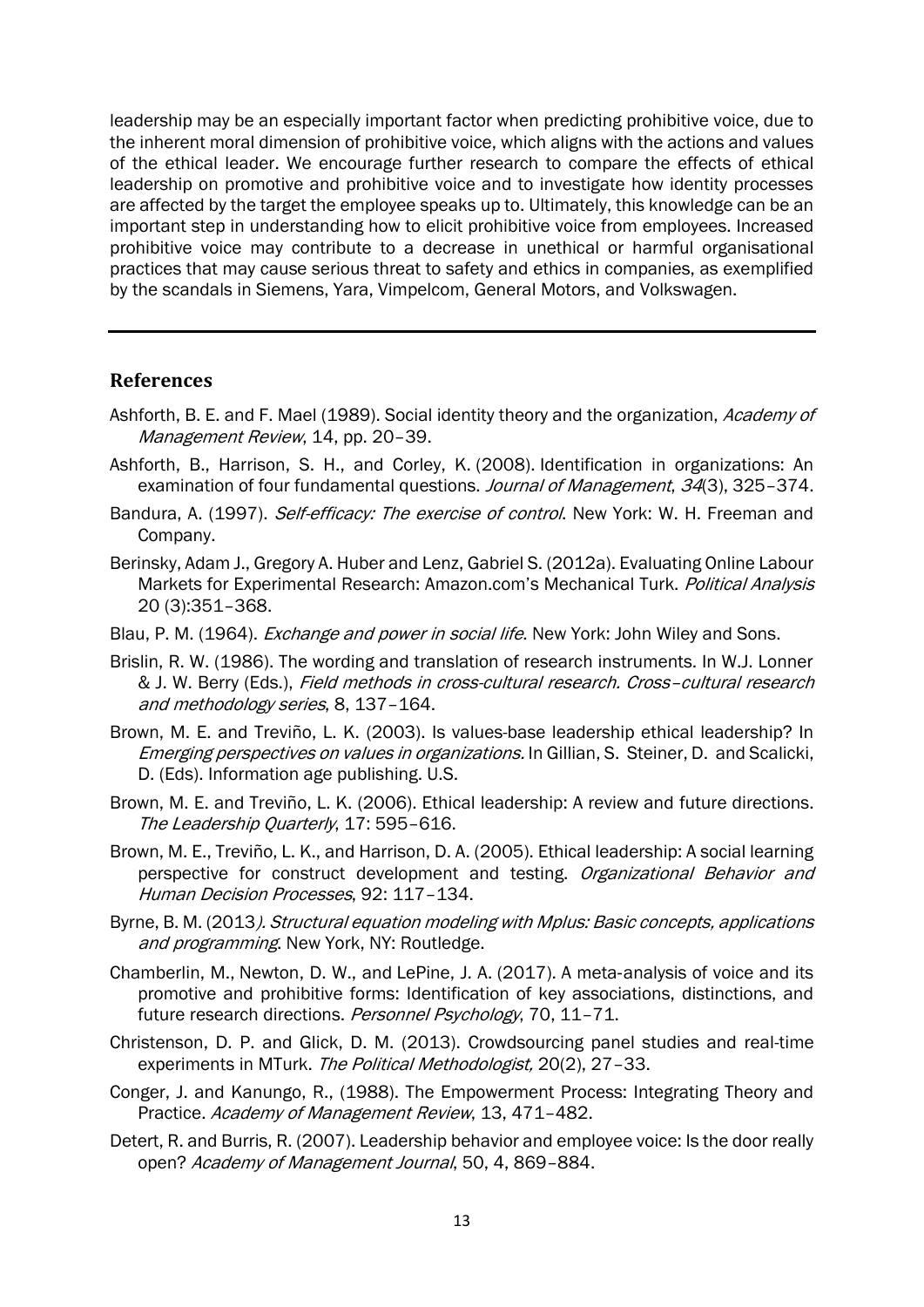leadership may be an especially important factor when predicting prohibitive voice, due to the inherent moral dimension of prohibitive voice, which aligns with the actions and values of the ethical leader. We encourage further research to compare the effects of ethical leadership on promotive and prohibitive voice and to investigate how identity processes are affected by the target the employee speaks up to. Ultimately, this knowledge can be an important step in understanding how to elicit prohibitive voice from employees. Increased prohibitive voice may contribute to a decrease in unethical or harmful organisational practices that may cause serious threat to safety and ethics in companies, as exemplified by the scandals in Siemens, Yara, Vimpelcom, General Motors, and Volkswagen.

---

## References

Ashforth, B. E. and F. Mael (1989). Social identity theory and the organization, *Academy of Management Review*, 14, pp. 20–39.

Ashforth, B., Harrison, S. H., and Corley, K. (2008). Identification in organizations: An examination of four fundamental questions. *Journal of Management*, *34*(3), 325–374.

Bandura, A. (1997). *Self-efficacy: The exercise of control*. New York: W. H. Freeman and Company.

Berinsky, Adam J., Gregory A. Huber and Lenz, Gabriel S. (2012a). Evaluating Online Labour Markets for Experimental Research: Amazon.com's Mechanical Turk. *Political Analysis* 20 (3):351–368.

Blau, P. M. (1964). *Exchange and power in social life*. New York: John Wiley and Sons.

Brislin, R. W. (1986). The wording and translation of research instruments. In W.J. Lonner & J. W. Berry (Eds.), *Field methods in cross-cultural research. Cross–cultural research and methodology series*, 8, 137–164.

Brown, M. E. and Treviño, L. K. (2003). Is values-base leadership ethical leadership? In *Emerging perspectives on values in organizations.* In Gillian, S. Steiner, D. and Scalicki, D. (Eds). Information age publishing. U.S.

Brown, M. E. and Treviño, L. K. (2006). Ethical leadership: A review and future directions. *The Leadership Quarterly*, 17: 595–616.

Brown, M. E., Treviño, L. K., and Harrison, D. A. (2005). Ethical leadership: A social learning perspective for construct development and testing. *Organizational Behavior and Human Decision Processes*, 92: 117–134.

Byrne, B. M. (2013*). Structural equation modeling with Mplus: Basic concepts, applications and programming*. New York, NY: Routledge.

Chamberlin, M., Newton, D. W., and LePine, J. A. (2017). A meta-analysis of voice and its promotive and prohibitive forms: Identification of key associations, distinctions, and future research directions. *Personnel Psychology*, 70, 11–71.

Christenson, D. P. and Glick, D. M. (2013). Crowdsourcing panel studies and real-time experiments in MTurk. *The Political Methodologist,* 20(2), 27–33.

Conger, J. and Kanungo, R., (1988). The Empowerment Process: Integrating Theory and Practice. *Academy of Management Review*, 13, 471–482.

Detert, R. and Burris, R. (2007). Leadership behavior and employee voice: Is the door really open? *Academy of Management Journal*, 50, 4, 869–884.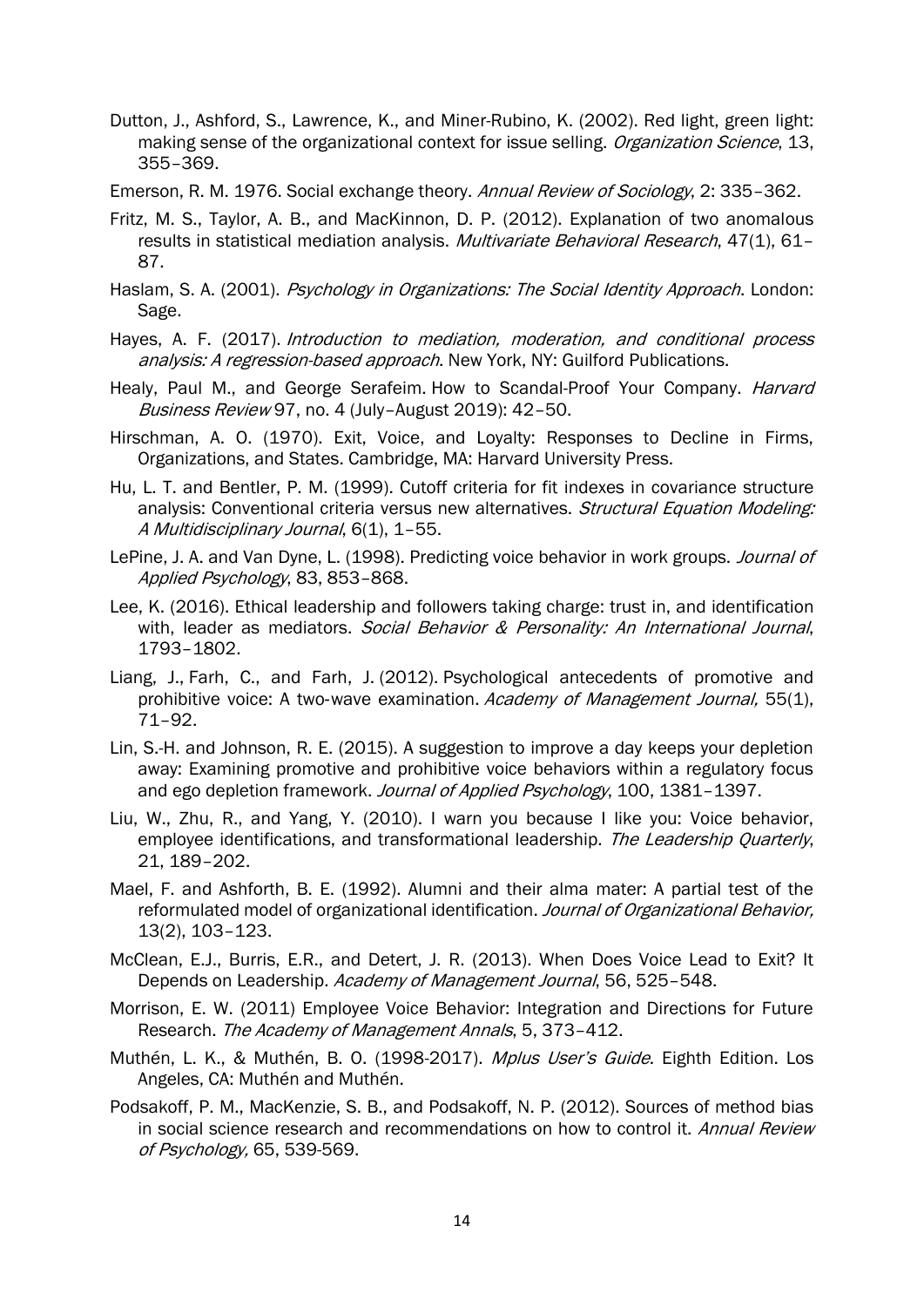Dutton, J., Ashford, S., Lawrence, K., and Miner-Rubino, K. (2002). Red light, green light: making sense of the organizational context for issue selling. *Organization Science*, 13, 355–369.

Emerson, R. M. 1976. Social exchange theory. *Annual Review of Sociology*, 2: 335–362.

Fritz, M. S., Taylor, A. B., and MacKinnon, D. P. (2012). Explanation of two anomalous results in statistical mediation analysis. *Multivariate Behavioral Research*, 47(1), 61–87.

Haslam, S. A. (2001). *Psychology in Organizations: The Social Identity Approach*. London: Sage.

Hayes, A. F. (2017). *Introduction to mediation, moderation, and conditional process analysis: A regression-based approach*. New York, NY: Guilford Publications.

Healy, Paul M., and George Serafeim. How to Scandal-Proof Your Company. *Harvard Business Review* 97, no. 4 (July–August 2019): 42–50.

Hirschman, A. O. (1970). Exit, Voice, and Loyalty: Responses to Decline in Firms, Organizations, and States. Cambridge, MA: Harvard University Press.

Hu, L. T. and Bentler, P. M. (1999). Cutoff criteria for fit indexes in covariance structure analysis: Conventional criteria versus new alternatives. *Structural Equation Modeling: A Multidisciplinary Journal*, 6(1), 1–55.

LePine, J. A. and Van Dyne, L. (1998). Predicting voice behavior in work groups. *Journal of Applied Psychology*, 83, 853–868.

Lee, K. (2016). Ethical leadership and followers taking charge: trust in, and identification with, leader as mediators. *Social Behavior & Personality: An International Journal*, 1793–1802.

Liang, J., Farh, C., and Farh, J. (2012). Psychological antecedents of promotive and prohibitive voice: A two-wave examination. *Academy of Management Journal,* 55(1), 71–92.

Lin, S.-H. and Johnson, R. E. (2015). A suggestion to improve a day keeps your depletion away: Examining promotive and prohibitive voice behaviors within a regulatory focus and ego depletion framework. *Journal of Applied Psychology*, 100, 1381–1397.

Liu, W., Zhu, R., and Yang, Y. (2010). I warn you because I like you: Voice behavior, employee identifications, and transformational leadership. *The Leadership Quarterly*, 21, 189–202.

Mael, F. and Ashforth, B. E. (1992). Alumni and their alma mater: A partial test of the reformulated model of organizational identification. *Journal of Organizational Behavior,* 13(2), 103–123.

McClean, E.J., Burris, E.R., and Detert, J. R. (2013). When Does Voice Lead to Exit? It Depends on Leadership. *Academy of Management Journal*, 56, 525–548.

Morrison, E. W. (2011) Employee Voice Behavior: Integration and Directions for Future Research. *The Academy of Management Annals*, 5, 373–412.

Muthén, L. K., & Muthén, B. O. (1998-2017). *Mplus User's Guide*. Eighth Edition. Los Angeles, CA: Muthén and Muthén.

Podsakoff, P. M., MacKenzie, S. B., and Podsakoff, N. P. (2012). Sources of method bias in social science research and recommendations on how to control it. *Annual Review of Psychology,* 65, 539-569.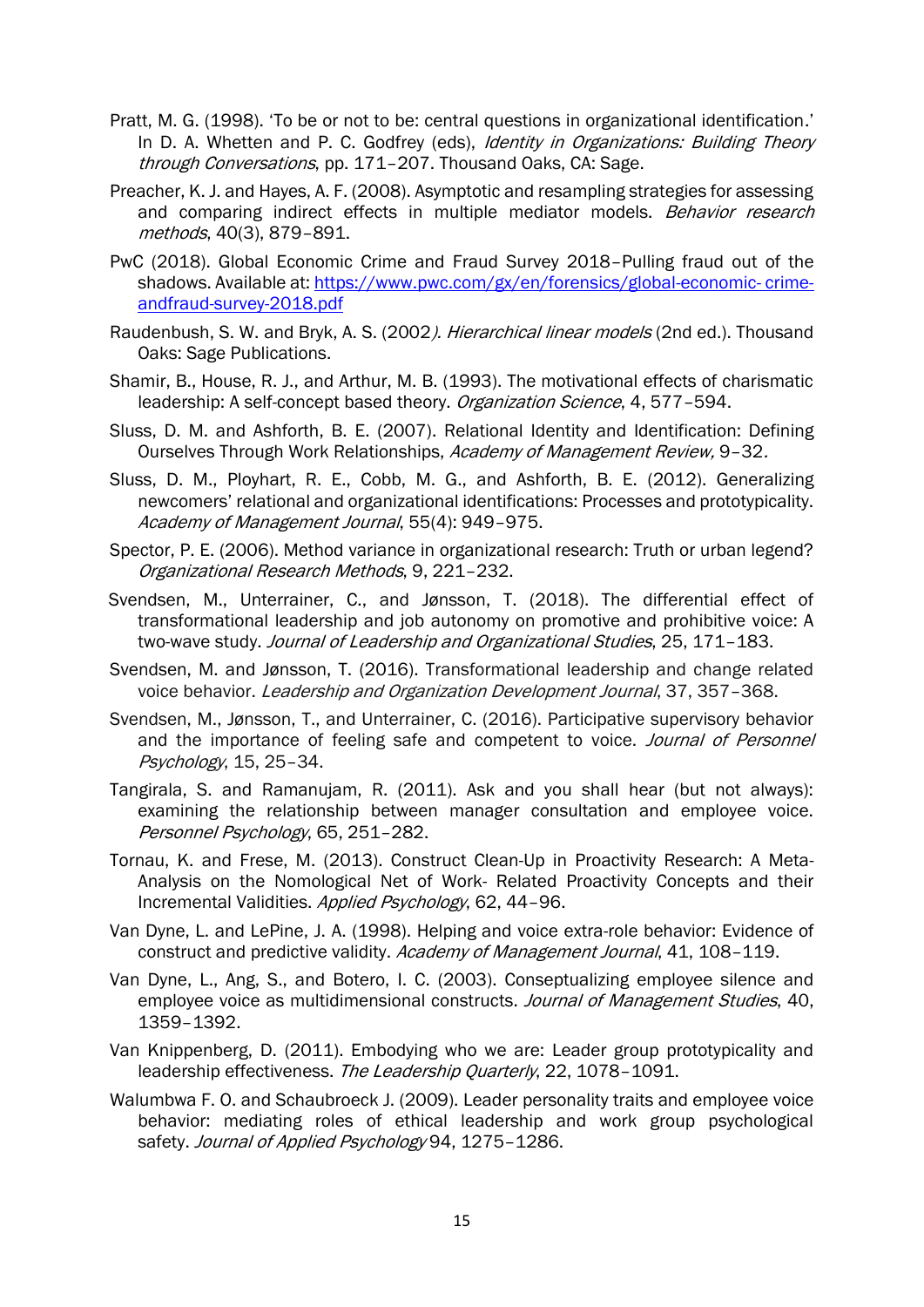Pratt, M. G. (1998). 'To be or not to be: central questions in organizational identification.' In D. A. Whetten and P. C. Godfrey (eds), *Identity in Organizations: Building Theory through Conversations*, pp. 171–207. Thousand Oaks, CA: Sage.

Preacher, K. J. and Hayes, A. F. (2008). Asymptotic and resampling strategies for assessing and comparing indirect effects in multiple mediator models. *Behavior research methods*, 40(3), 879–891.

PwC (2018). Global Economic Crime and Fraud Survey 2018–Pulling fraud out of the shadows. Available at: [https://www.pwc.com/gx/en/forensics/global-economic- crime-andfraud-survey-2018.pdf](https://www.pwc.com/gx/en/forensics/global-economic-crime-andfraud-survey-2018.pdf)

Raudenbush, S. W. and Bryk, A. S. (2002). *Hierarchical linear models* (2nd ed.). Thousand Oaks: Sage Publications.

Shamir, B., House, R. J., and Arthur, M. B. (1993). The motivational effects of charismatic leadership: A self-concept based theory. *Organization Science*, 4, 577–594.

Sluss, D. M. and Ashforth, B. E. (2007). Relational Identity and Identification: Defining Ourselves Through Work Relationships, *Academy of Management Review,* 9–32.

Sluss, D. M., Ployhart, R. E., Cobb, M. G., and Ashforth, B. E. (2012). Generalizing newcomers' relational and organizational identifications: Processes and prototypicality. *Academy of Management Journal*, 55(4): 949–975.

Spector, P. E. (2006). Method variance in organizational research: Truth or urban legend? *Organizational Research Methods*, 9, 221–232.

Svendsen, M., Unterrainer, C., and Jønsson, T. (2018). The differential effect of transformational leadership and job autonomy on promotive and prohibitive voice: A two-wave study. *Journal of Leadership and Organizational Studies*, 25, 171–183.

Svendsen, M. and Jønsson, T. (2016). Transformational leadership and change related voice behavior. *Leadership and Organization Development Journal*, 37, 357–368.

Svendsen, M., Jønsson, T., and Unterrainer, C. (2016). Participative supervisory behavior and the importance of feeling safe and competent to voice. *Journal of Personnel Psychology*, 15, 25–34.

Tangirala, S. and Ramanujam, R. (2011). Ask and you shall hear (but not always): examining the relationship between manager consultation and employee voice. *Personnel Psychology*, 65, 251–282.

Tornau, K. and Frese, M. (2013). Construct Clean-Up in Proactivity Research: A Meta-Analysis on the Nomological Net of Work- Related Proactivity Concepts and their Incremental Validities. *Applied Psychology*, 62, 44–96.

Van Dyne, L. and LePine, J. A. (1998). Helping and voice extra-role behavior: Evidence of construct and predictive validity. *Academy of Management Journal*, 41, 108–119.

Van Dyne, L., Ang, S., and Botero, I. C. (2003). Conseptualizing employee silence and employee voice as multidimensional constructs. *Journal of Management Studies*, 40, 1359–1392.

Van Knippenberg, D. (2011). Embodying who we are: Leader group prototypicality and leadership effectiveness. *The Leadership Quarterly*, 22, 1078–1091.

Walumbwa F. O. and Schaubroeck J. (2009). Leader personality traits and employee voice behavior: mediating roles of ethical leadership and work group psychological safety. *Journal of Applied Psychology* 94, 1275–1286.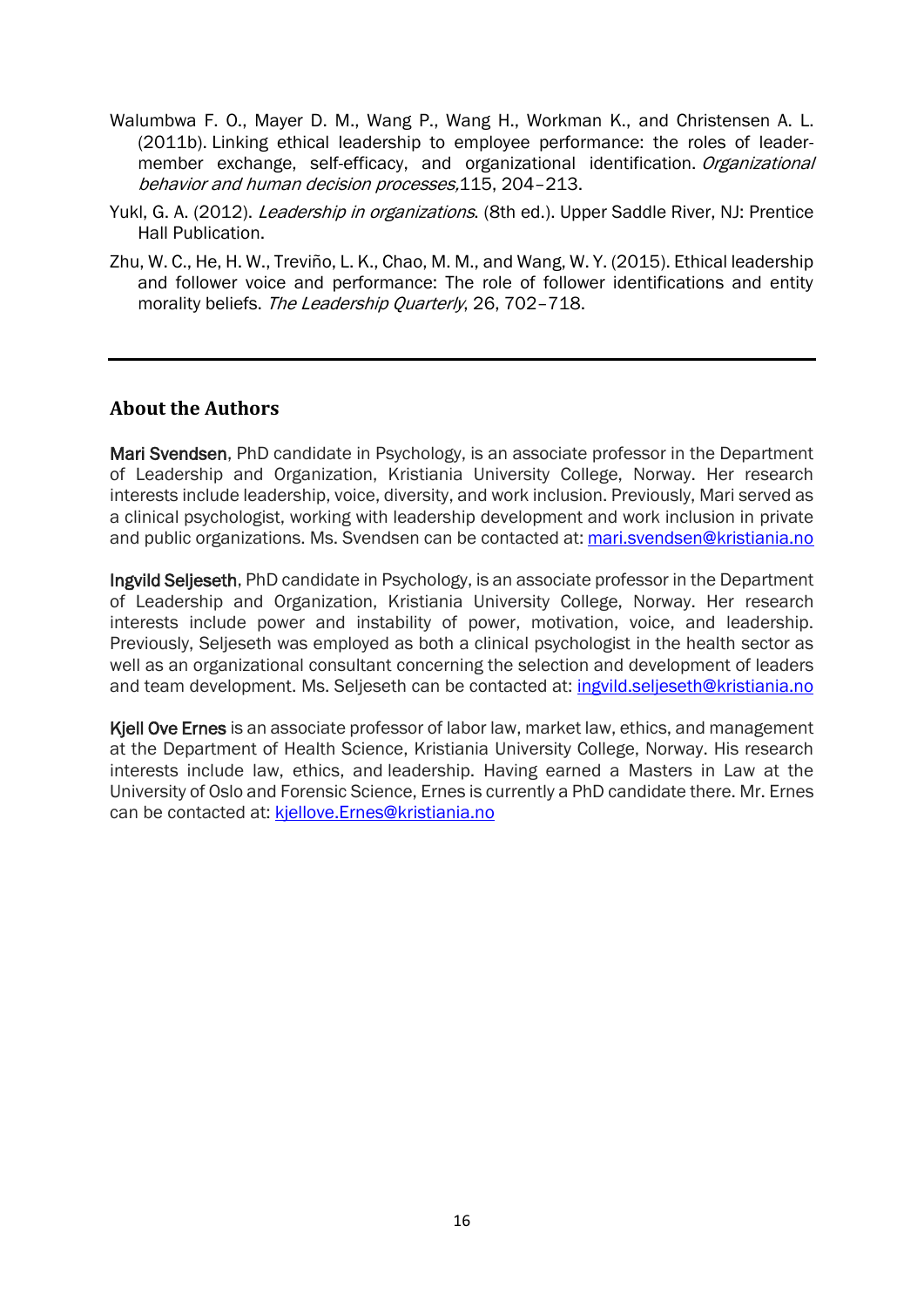Walumbwa F. O., Mayer D. M., Wang P., Wang H., Workman K., and Christensen A. L. (2011b). Linking ethical leadership to employee performance: the roles of leader-member exchange, self-efficacy, and organizational identification. *Organizational behavior and human decision processes,*115, 204–213.

Yukl, G. A. (2012). *Leadership in organizations*. (8th ed.). Upper Saddle River, NJ: Prentice Hall Publication.

Zhu, W. C., He, H. W., Treviño, L. K., Chao, M. M., and Wang, W. Y. (2015). Ethical leadership and follower voice and performance: The role of follower identifications and entity morality beliefs. *The Leadership Quarterly*, 26, 702–718.

---

## About the Authors

**Mari Svendsen**, PhD candidate in Psychology, is an associate professor in the Department of Leadership and Organization, Kristiania University College, Norway. Her research interests include leadership, voice, diversity, and work inclusion. Previously, Mari served as a clinical psychologist, working with leadership development and work inclusion in private and public organizations. Ms. Svendsen can be contacted at: mari.svendsen@kristiania.no

**Ingvild Seljeseth**, PhD candidate in Psychology, is an associate professor in the Department of Leadership and Organization, Kristiania University College, Norway. Her research interests include power and instability of power, motivation, voice, and leadership. Previously, Seljeseth was employed as both a clinical psychologist in the health sector as well as an organizational consultant concerning the selection and development of leaders and team development. Ms. Seljeseth can be contacted at: ingvild.seljeseth@kristiania.no

**Kjell Ove Ernes** is an associate professor of labor law, market law, ethics, and management at the Department of Health Science, Kristiania University College, Norway. His research interests include law, ethics, and leadership. Having earned a Masters in Law at the University of Oslo and Forensic Science, Ernes is currently a PhD candidate there. Mr. Ernes can be contacted at: kjellove.Ernes@kristiania.no